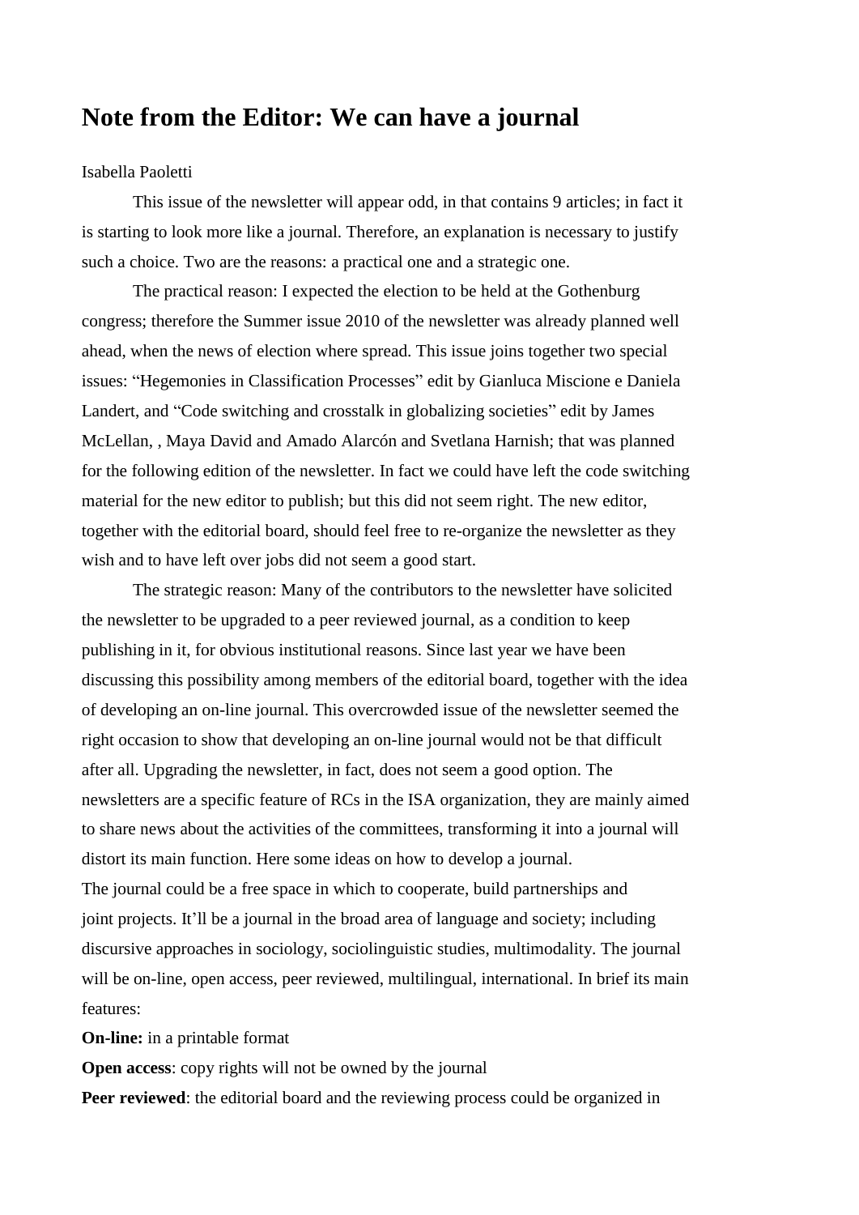# Note from the Editor: We can have a journal

Isabella Paoletti

This issue of the newsletter will appear odd, in that contains 9 articles; in fact it is starting to look more like a journal. Therefore, an explanation is necessary to justify such a choice. Two are the reasons: a practical one and a strategic one.

The practical reason: I expected the election to be held at the Gothenburg congress; therefore the Summer issue 2010 of the newsletter was already planned well ahead, when the news of election where spread. This issue joins together two special issues: "Hegemonies in Classification Processes" edit by Gianluca Miscione e Daniela Landert, and "Code switching and crosstalk in globalizing societies" edit by James McLellan, , Maya David and Amado Alarcón and Svetlana Harnish; that was planned for the following edition of the newsletter. In fact we could have left the code switching material for the new editor to publish; but this did not seem right. The new editor, together with the editorial board, should feel free to re-organize the newsletter as they wish and to have left over jobs did not seem a good start.

The strategic reason: Many of the contributors to the newsletter have solicited the newsletter to be upgraded to a peer reviewed journal, as a condition to keep publishing in it, for obvious institutional reasons. Since last year we have been discussing this possibility among members of the editorial board, together with the idea of developing an on-line journal. This overcrowded issue of the newsletter seemed the right occasion to show that developing an on-line journal would not be that difficult after all. Upgrading the newsletter, in fact, does not seem a good option. The newsletters are a specific feature of RCs in the ISA organization, they are mainly aimed to share news about the activities of the committees, transforming it into a journal will distort its main function. Here some ideas on how to develop a journal.

The journal could be a free space in which to cooperate, build partnerships and joint projects. It'll be a journal in the broad area of language and society; including discursive approaches in sociology, sociolinguistic studies, multimodality. The journal will be on-line, open access, peer reviewed, multilingual, international. In brief its main features:

**On-line:** in a printable format

**Open access**: copy rights will not be owned by the journal

**Peer reviewed**: the editorial board and the reviewing process could be organized in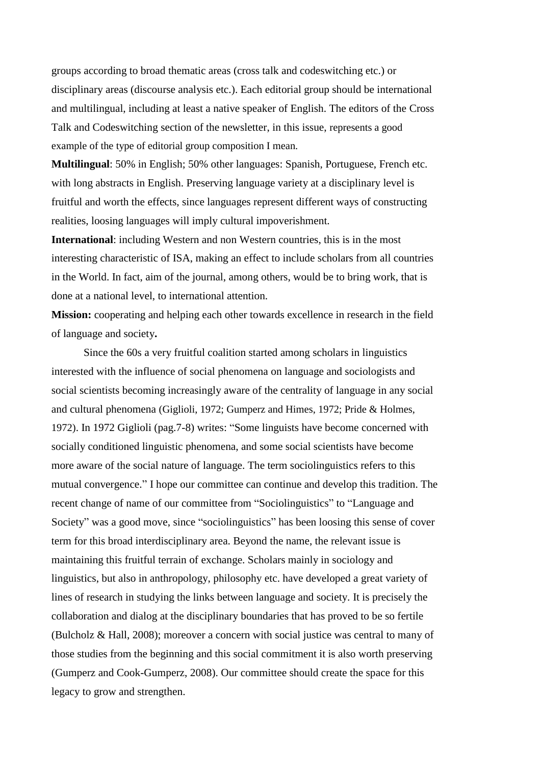groups according to broad thematic areas (cross talk and codeswitching etc.) or disciplinary areas (discourse analysis etc.). Each editorial group should be international and multilingual, including at least a native speaker of English. The editors of the Cross Talk and Codeswitching section of the newsletter, in this issue, represents a good example of the type of editorial group composition I mean.

**Multilingual**: 50% in English; 50% other languages: Spanish, Portuguese, French etc. with long abstracts in English. Preserving language variety at a disciplinary level is fruitful and worth the effects, since languages represent different ways of constructing realities, loosing languages will imply cultural impoverishment.

**International**: including Western and non Western countries, this is in the most interesting characteristic of ISA, making an effect to include scholars from all countries in the World. In fact, aim of the journal, among others, would be to bring work, that is done at a national level, to international attention.

**Mission:** cooperating and helping each other towards excellence in research in the field of language and society**.**

Since the 60s a very fruitful coalition started among scholars in linguistics interested with the influence of social phenomena on language and sociologists and social scientists becoming increasingly aware of the centrality of language in any social and cultural phenomena (Giglioli, 1972; Gumperz and Himes, 1972; Pride & Holmes, 1972). In 1972 Giglioli (pag.7-8) writes: "Some linguists have become concerned with socially conditioned linguistic phenomena, and some social scientists have become more aware of the social nature of language. The term sociolinguistics refers to this mutual convergence." I hope our committee can continue and develop this tradition. The recent change of name of our committee from "Sociolinguistics" to "Language and Society" was a good move, since "sociolinguistics" has been loosing this sense of cover term for this broad interdisciplinary area. Beyond the name, the relevant issue is maintaining this fruitful terrain of exchange. Scholars mainly in sociology and linguistics, but also in anthropology, philosophy etc. have developed a great variety of lines of research in studying the links between language and society. It is precisely the collaboration and dialog at the disciplinary boundaries that has proved to be so fertile (Bulcholz & Hall, 2008); moreover a concern with social justice was central to many of those studies from the beginning and this social commitment it is also worth preserving (Gumperz and Cook-Gumperz, 2008). Our committee should create the space for this legacy to grow and strengthen.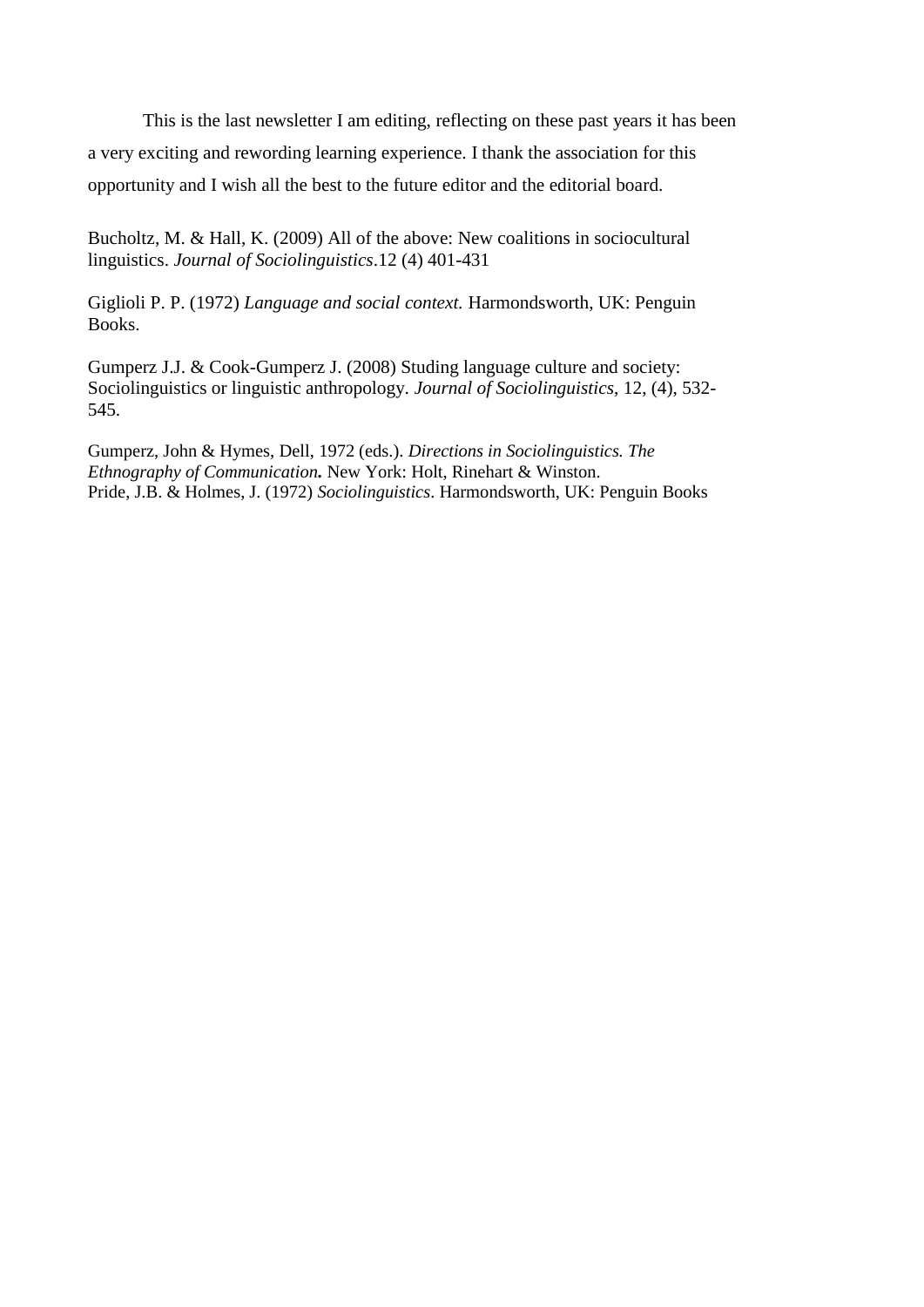This is the last newsletter I am editing, reflecting on these past years it has been a very exciting and rewording learning experience. I thank the association for this opportunity and I wish all the best to the future editor and the editorial board.

Bucholtz, M. & Hall, K. (2009) All of the above: New coalitions in sociocultural linguistics. *Journal of Sociolinguistics*.12 (4) 401-431

Giglioli P. P. (1972) *Language and social context.* Harmondsworth, UK: Penguin Books.

Gumperz J.J. & Cook-Gumperz J. (2008) Studing language culture and society: Sociolinguistics or linguistic anthropology. *Journal of Sociolinguistics*, 12, (4), 532-545.

Gumperz, John & Hymes, Dell, 1972 (eds.). *Directions in Sociolinguistics. The Ethnography of Communication***.** New York: Holt, Rinehart & Winston.
Pride, J.B. & Holmes, J. (1972) *Sociolinguistics*. Harmondsworth, UK: Penguin Books